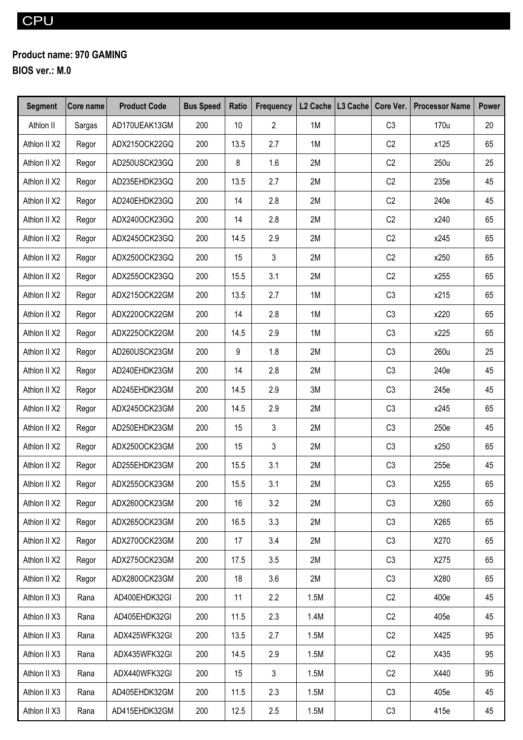# CPU

**Product name: 970 GAMING**

**BIOS ver.: M.0**

| Segment | Core name | Product Code | Bus Speed | Ratio | Frequency | L2 Cache | L3 Cache | Core Ver. | Processor Name | Power |
|---|---|---|---|---|---|---|---|---|---|---|
| Athlon II | Sargas | AD170UEAK13GM | 200 | 10 | 2 | 1M | | C3 | 170u | 20 |
| Athlon II X2 | Regor | ADX215OCK22GQ | 200 | 13.5 | 2.7 | 1M | | C2 | x125 | 65 |
| Athlon II X2 | Regor | AD250USCK23GQ | 200 | 8 | 1.6 | 2M | | C2 | 250u | 25 |
| Athlon II X2 | Regor | AD235EHDK23GQ | 200 | 13.5 | 2.7 | 2M | | C2 | 235e | 45 |
| Athlon II X2 | Regor | AD240EHDK23GQ | 200 | 14 | 2.8 | 2M | | C2 | 240e | 45 |
| Athlon II X2 | Regor | ADX240OCK23GQ | 200 | 14 | 2.8 | 2M | | C2 | x240 | 65 |
| Athlon II X2 | Regor | ADX245OCK23GQ | 200 | 14.5 | 2.9 | 2M | | C2 | x245 | 65 |
| Athlon II X2 | Regor | ADX250OCK23GQ | 200 | 15 | 3 | 2M | | C2 | x250 | 65 |
| Athlon II X2 | Regor | ADX255OCK23GQ | 200 | 15.5 | 3.1 | 2M | | C2 | x255 | 65 |
| Athlon II X2 | Regor | ADX215OCK22GM | 200 | 13.5 | 2.7 | 1M | | C3 | x215 | 65 |
| Athlon II X2 | Regor | ADX220OCK22GM | 200 | 14 | 2.8 | 1M | | C3 | x220 | 65 |
| Athlon II X2 | Regor | ADX225OCK22GM | 200 | 14.5 | 2.9 | 1M | | C3 | x225 | 65 |
| Athlon II X2 | Regor | AD260USCK23GM | 200 | 9 | 1.8 | 2M | | C3 | 260u | 25 |
| Athlon II X2 | Regor | AD240EHDK23GM | 200 | 14 | 2.8 | 2M | | C3 | 240e | 45 |
| Athlon II X2 | Regor | AD245EHDK23GM | 200 | 14.5 | 2.9 | 3M | | C3 | 245e | 45 |
| Athlon II X2 | Regor | ADX245OCK23GM | 200 | 14.5 | 2.9 | 2M | | C3 | x245 | 65 |
| Athlon II X2 | Regor | AD250EHDK23GM | 200 | 15 | 3 | 2M | | C3 | 250e | 45 |
| Athlon II X2 | Regor | ADX250OCK23GM | 200 | 15 | 3 | 2M | | C3 | x250 | 65 |
| Athlon II X2 | Regor | AD255EHDK23GM | 200 | 15.5 | 3.1 | 2M | | C3 | 255e | 45 |
| Athlon II X2 | Regor | ADX255OCK23GM | 200 | 15.5 | 3.1 | 2M | | C3 | X255 | 65 |
| Athlon II X2 | Regor | ADX260OCK23GM | 200 | 16 | 3.2 | 2M | | C3 | X260 | 65 |
| Athlon II X2 | Regor | ADX265OCK23GM | 200 | 16.5 | 3.3 | 2M | | C3 | X265 | 65 |
| Athlon II X2 | Regor | ADX270OCK23GM | 200 | 17 | 3.4 | 2M | | C3 | X270 | 65 |
| Athlon II X2 | Regor | ADX275OCK23GM | 200 | 17.5 | 3.5 | 2M | | C3 | X275 | 65 |
| Athlon II X2 | Regor | ADX280OCK23GM | 200 | 18 | 3.6 | 2M | | C3 | X280 | 65 |
| Athlon II X3 | Rana | AD400EHDK32GI | 200 | 11 | 2.2 | 1.5M | | C2 | 400e | 45 |
| Athlon II X3 | Rana | AD405EHDK32GI | 200 | 11.5 | 2.3 | 1.4M | | C2 | 405e | 45 |
| Athlon II X3 | Rana | ADX425WFK32GI | 200 | 13.5 | 2.7 | 1.5M | | C2 | X425 | 95 |
| Athlon II X3 | Rana | ADX435WFK32GI | 200 | 14.5 | 2.9 | 1.5M | | C2 | X435 | 95 |
| Athlon II X3 | Rana | ADX440WFK32GI | 200 | 15 | 3 | 1.5M | | C2 | X440 | 95 |
| Athlon II X3 | Rana | AD405EHDK32GM | 200 | 11.5 | 2.3 | 1.5M | | C3 | 405e | 45 |
| Athlon II X3 | Rana | AD415EHDK32GM | 200 | 12.5 | 2.5 | 1.5M | | C3 | 415e | 45 |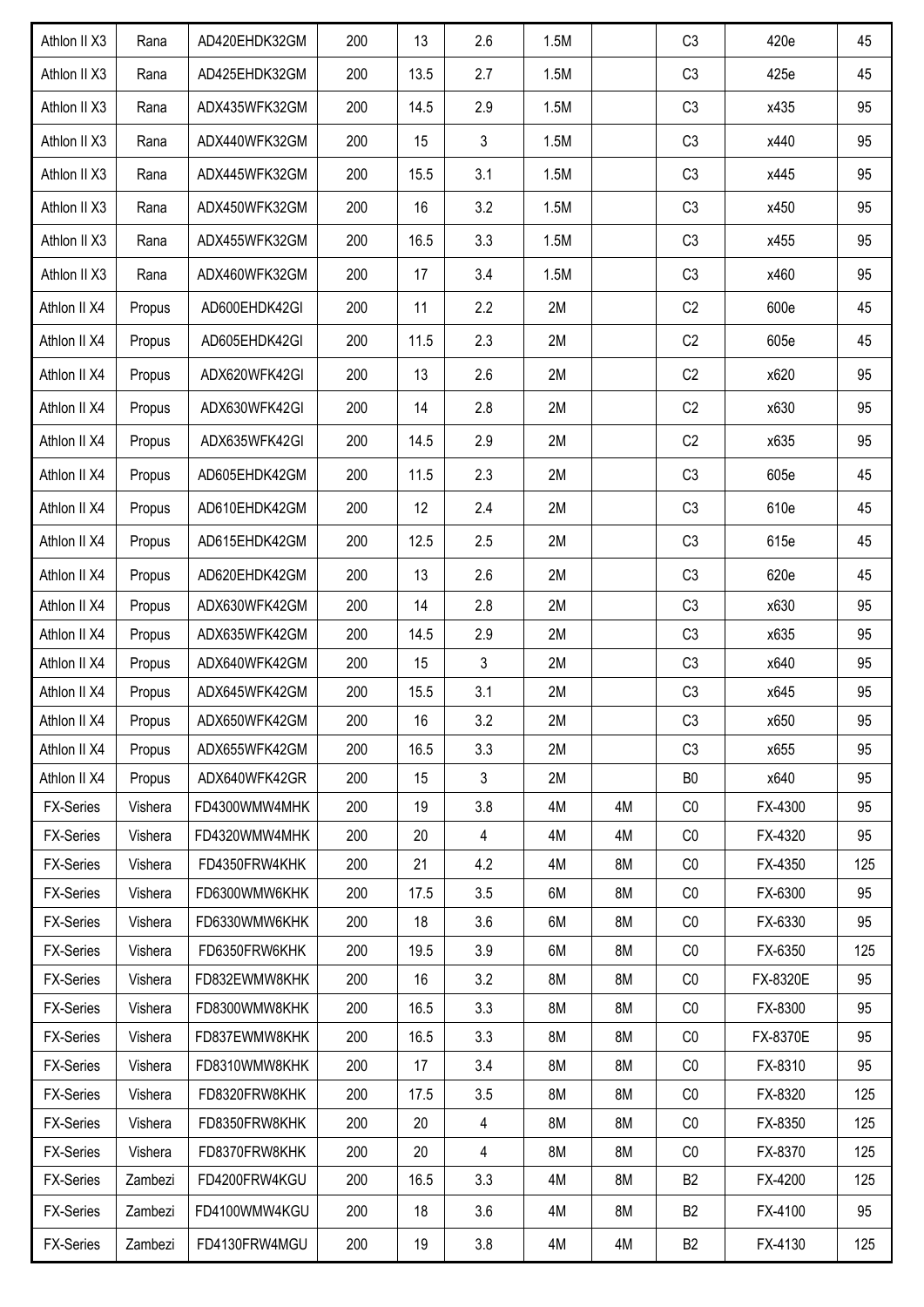| | | | | | | | | | | |
|---|---|---|---|---|---|---|---|---|---|---|
| Athlon II X3 | Rana | AD420EHDK32GM | 200 | 13 | 2.6 | 1.5M | | C3 | 420e | 45 |
| Athlon II X3 | Rana | AD425EHDK32GM | 200 | 13.5 | 2.7 | 1.5M | | C3 | 425e | 45 |
| Athlon II X3 | Rana | ADX435WFK32GM | 200 | 14.5 | 2.9 | 1.5M | | C3 | x435 | 95 |
| Athlon II X3 | Rana | ADX440WFK32GM | 200 | 15 | 3 | 1.5M | | C3 | x440 | 95 |
| Athlon II X3 | Rana | ADX445WFK32GM | 200 | 15.5 | 3.1 | 1.5M | | C3 | x445 | 95 |
| Athlon II X3 | Rana | ADX450WFK32GM | 200 | 16 | 3.2 | 1.5M | | C3 | x450 | 95 |
| Athlon II X3 | Rana | ADX455WFK32GM | 200 | 16.5 | 3.3 | 1.5M | | C3 | x455 | 95 |
| Athlon II X3 | Rana | ADX460WFK32GM | 200 | 17 | 3.4 | 1.5M | | C3 | x460 | 95 |
| Athlon II X4 | Propus | AD600EHDK42GI | 200 | 11 | 2.2 | 2M | | C2 | 600e | 45 |
| Athlon II X4 | Propus | AD605EHDK42GI | 200 | 11.5 | 2.3 | 2M | | C2 | 605e | 45 |
| Athlon II X4 | Propus | ADX620WFK42GI | 200 | 13 | 2.6 | 2M | | C2 | x620 | 95 |
| Athlon II X4 | Propus | ADX630WFK42GI | 200 | 14 | 2.8 | 2M | | C2 | x630 | 95 |
| Athlon II X4 | Propus | ADX635WFK42GI | 200 | 14.5 | 2.9 | 2M | | C2 | x635 | 95 |
| Athlon II X4 | Propus | AD605EHDK42GM | 200 | 11.5 | 2.3 | 2M | | C3 | 605e | 45 |
| Athlon II X4 | Propus | AD610EHDK42GM | 200 | 12 | 2.4 | 2M | | C3 | 610e | 45 |
| Athlon II X4 | Propus | AD615EHDK42GM | 200 | 12.5 | 2.5 | 2M | | C3 | 615e | 45 |
| Athlon II X4 | Propus | AD620EHDK42GM | 200 | 13 | 2.6 | 2M | | C3 | 620e | 45 |
| Athlon II X4 | Propus | ADX630WFK42GM | 200 | 14 | 2.8 | 2M | | C3 | x630 | 95 |
| Athlon II X4 | Propus | ADX635WFK42GM | 200 | 14.5 | 2.9 | 2M | | C3 | x635 | 95 |
| Athlon II X4 | Propus | ADX640WFK42GM | 200 | 15 | 3 | 2M | | C3 | x640 | 95 |
| Athlon II X4 | Propus | ADX645WFK42GM | 200 | 15.5 | 3.1 | 2M | | C3 | x645 | 95 |
| Athlon II X4 | Propus | ADX650WFK42GM | 200 | 16 | 3.2 | 2M | | C3 | x650 | 95 |
| Athlon II X4 | Propus | ADX655WFK42GM | 200 | 16.5 | 3.3 | 2M | | C3 | x655 | 95 |
| Athlon II X4 | Propus | ADX640WFK42GR | 200 | 15 | 3 | 2M | | B0 | x640 | 95 |
| FX-Series | Vishera | FD4300WMW4MHK | 200 | 19 | 3.8 | 4M | 4M | C0 | FX-4300 | 95 |
| FX-Series | Vishera | FD4320WMW4MHK | 200 | 20 | 4 | 4M | 4M | C0 | FX-4320 | 95 |
| FX-Series | Vishera | FD4350FRW4KHK | 200 | 21 | 4.2 | 4M | 8M | C0 | FX-4350 | 125 |
| FX-Series | Vishera | FD6300WMW6KHK | 200 | 17.5 | 3.5 | 6M | 8M | C0 | FX-6300 | 95 |
| FX-Series | Vishera | FD6330WMW6KHK | 200 | 18 | 3.6 | 6M | 8M | C0 | FX-6330 | 95 |
| FX-Series | Vishera | FD6350FRW6KHK | 200 | 19.5 | 3.9 | 6M | 8M | C0 | FX-6350 | 125 |
| FX-Series | Vishera | FD832EWMW8KHK | 200 | 16 | 3.2 | 8M | 8M | C0 | FX-8320E | 95 |
| FX-Series | Vishera | FD8300WMW8KHK | 200 | 16.5 | 3.3 | 8M | 8M | C0 | FX-8300 | 95 |
| FX-Series | Vishera | FD837EWMW8KHK | 200 | 16.5 | 3.3 | 8M | 8M | C0 | FX-8370E | 95 |
| FX-Series | Vishera | FD8310WMW8KHK | 200 | 17 | 3.4 | 8M | 8M | C0 | FX-8310 | 95 |
| FX-Series | Vishera | FD8320FRW8KHK | 200 | 17.5 | 3.5 | 8M | 8M | C0 | FX-8320 | 125 |
| FX-Series | Vishera | FD8350FRW8KHK | 200 | 20 | 4 | 8M | 8M | C0 | FX-8350 | 125 |
| FX-Series | Vishera | FD8370FRW8KHK | 200 | 20 | 4 | 8M | 8M | C0 | FX-8370 | 125 |
| FX-Series | Zambezi | FD4200FRW4KGU | 200 | 16.5 | 3.3 | 4M | 8M | B2 | FX-4200 | 125 |
| FX-Series | Zambezi | FD4100WMW4KGU | 200 | 18 | 3.6 | 4M | 8M | B2 | FX-4100 | 95 |
| FX-Series | Zambezi | FD4130FRW4MGU | 200 | 19 | 3.8 | 4M | 4M | B2 | FX-4130 | 125 |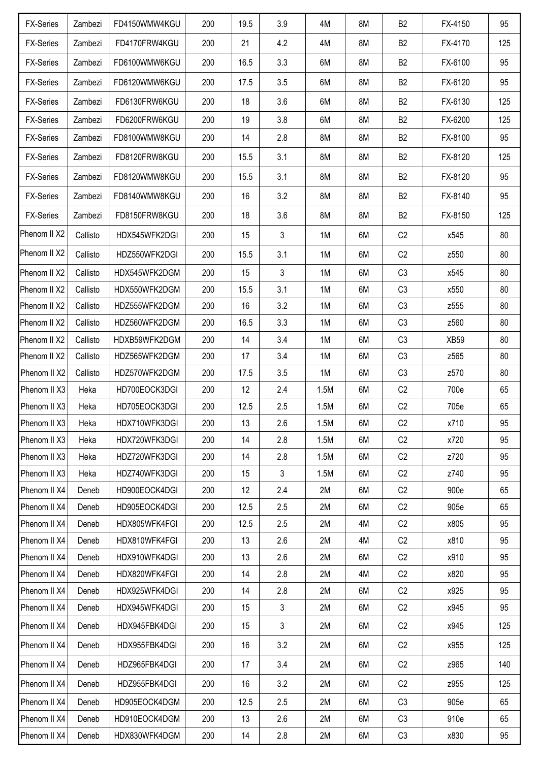| | | | | | | | | | | |
|---|---|---|---|---|---|---|---|---|---|---|
| FX-Series | Zambezi | FD4150WMW4KGU | 200 | 19.5 | 3.9 | 4M | 8M | B2 | FX-4150 | 95 |
| FX-Series | Zambezi | FD4170FRW4KGU | 200 | 21 | 4.2 | 4M | 8M | B2 | FX-4170 | 125 |
| FX-Series | Zambezi | FD6100WMW6KGU | 200 | 16.5 | 3.3 | 6M | 8M | B2 | FX-6100 | 95 |
| FX-Series | Zambezi | FD6120WMW6KGU | 200 | 17.5 | 3.5 | 6M | 8M | B2 | FX-6120 | 95 |
| FX-Series | Zambezi | FD6130FRW6KGU | 200 | 18 | 3.6 | 6M | 8M | B2 | FX-6130 | 125 |
| FX-Series | Zambezi | FD6200FRW6KGU | 200 | 19 | 3.8 | 6M | 8M | B2 | FX-6200 | 125 |
| FX-Series | Zambezi | FD8100WMW8KGU | 200 | 14 | 2.8 | 8M | 8M | B2 | FX-8100 | 95 |
| FX-Series | Zambezi | FD8120FRW8KGU | 200 | 15.5 | 3.1 | 8M | 8M | B2 | FX-8120 | 125 |
| FX-Series | Zambezi | FD8120WMW8KGU | 200 | 15.5 | 3.1 | 8M | 8M | B2 | FX-8120 | 95 |
| FX-Series | Zambezi | FD8140WMW8KGU | 200 | 16 | 3.2 | 8M | 8M | B2 | FX-8140 | 95 |
| FX-Series | Zambezi | FD8150FRW8KGU | 200 | 18 | 3.6 | 8M | 8M | B2 | FX-8150 | 125 |
| Phenom II X2 | Callisto | HDX545WFK2DGI | 200 | 15 | 3 | 1M | 6M | C2 | x545 | 80 |
| Phenom II X2 | Callisto | HDZ550WFK2DGI | 200 | 15.5 | 3.1 | 1M | 6M | C2 | z550 | 80 |
| Phenom II X2 | Callisto | HDX545WFK2DGM | 200 | 15 | 3 | 1M | 6M | C3 | x545 | 80 |
| Phenom II X2 | Callisto | HDX550WFK2DGM | 200 | 15.5 | 3.1 | 1M | 6M | C3 | x550 | 80 |
| Phenom II X2 | Callisto | HDZ555WFK2DGM | 200 | 16 | 3.2 | 1M | 6M | C3 | z555 | 80 |
| Phenom II X2 | Callisto | HDZ560WFK2DGM | 200 | 16.5 | 3.3 | 1M | 6M | C3 | z560 | 80 |
| Phenom II X2 | Callisto | HDXB59WFK2DGM | 200 | 14 | 3.4 | 1M | 6M | C3 | XB59 | 80 |
| Phenom II X2 | Callisto | HDZ565WFK2DGM | 200 | 17 | 3.4 | 1M | 6M | C3 | z565 | 80 |
| Phenom II X2 | Callisto | HDZ570WFK2DGM | 200 | 17.5 | 3.5 | 1M | 6M | C3 | z570 | 80 |
| Phenom II X3 | Heka | HD700EOCK3DGI | 200 | 12 | 2.4 | 1.5M | 6M | C2 | 700e | 65 |
| Phenom II X3 | Heka | HD705EOCK3DGI | 200 | 12.5 | 2.5 | 1.5M | 6M | C2 | 705e | 65 |
| Phenom II X3 | Heka | HDX710WFK3DGI | 200 | 13 | 2.6 | 1.5M | 6M | C2 | x710 | 95 |
| Phenom II X3 | Heka | HDX720WFK3DGI | 200 | 14 | 2.8 | 1.5M | 6M | C2 | x720 | 95 |
| Phenom II X3 | Heka | HDZ720WFK3DGI | 200 | 14 | 2.8 | 1.5M | 6M | C2 | z720 | 95 |
| Phenom II X3 | Heka | HDZ740WFK3DGI | 200 | 15 | 3 | 1.5M | 6M | C2 | z740 | 95 |
| Phenom II X4 | Deneb | HD900EOCK4DGI | 200 | 12 | 2.4 | 2M | 6M | C2 | 900e | 65 |
| Phenom II X4 | Deneb | HD905EOCK4DGI | 200 | 12.5 | 2.5 | 2M | 6M | C2 | 905e | 65 |
| Phenom II X4 | Deneb | HDX805WFK4FGI | 200 | 12.5 | 2.5 | 2M | 4M | C2 | x805 | 95 |
| Phenom II X4 | Deneb | HDX810WFK4FGI | 200 | 13 | 2.6 | 2M | 4M | C2 | x810 | 95 |
| Phenom II X4 | Deneb | HDX910WFK4DGI | 200 | 13 | 2.6 | 2M | 6M | C2 | x910 | 95 |
| Phenom II X4 | Deneb | HDX820WFK4FGI | 200 | 14 | 2.8 | 2M | 4M | C2 | x820 | 95 |
| Phenom II X4 | Deneb | HDX925WFK4DGI | 200 | 14 | 2.8 | 2M | 6M | C2 | x925 | 95 |
| Phenom II X4 | Deneb | HDX945WFK4DGI | 200 | 15 | 3 | 2M | 6M | C2 | x945 | 95 |
| Phenom II X4 | Deneb | HDX945FBK4DGI | 200 | 15 | 3 | 2M | 6M | C2 | x945 | 125 |
| Phenom II X4 | Deneb | HDX955FBK4DGI | 200 | 16 | 3.2 | 2M | 6M | C2 | x955 | 125 |
| Phenom II X4 | Deneb | HDZ965FBK4DGI | 200 | 17 | 3.4 | 2M | 6M | C2 | z965 | 140 |
| Phenom II X4 | Deneb | HDZ955FBK4DGI | 200 | 16 | 3.2 | 2M | 6M | C2 | z955 | 125 |
| Phenom II X4 | Deneb | HD905EOCK4DGM | 200 | 12.5 | 2.5 | 2M | 6M | C3 | 905e | 65 |
| Phenom II X4 | Deneb | HD910EOCK4DGM | 200 | 13 | 2.6 | 2M | 6M | C3 | 910e | 65 |
| Phenom II X4 | Deneb | HDX830WFK4DGM | 200 | 14 | 2.8 | 2M | 6M | C3 | x830 | 95 |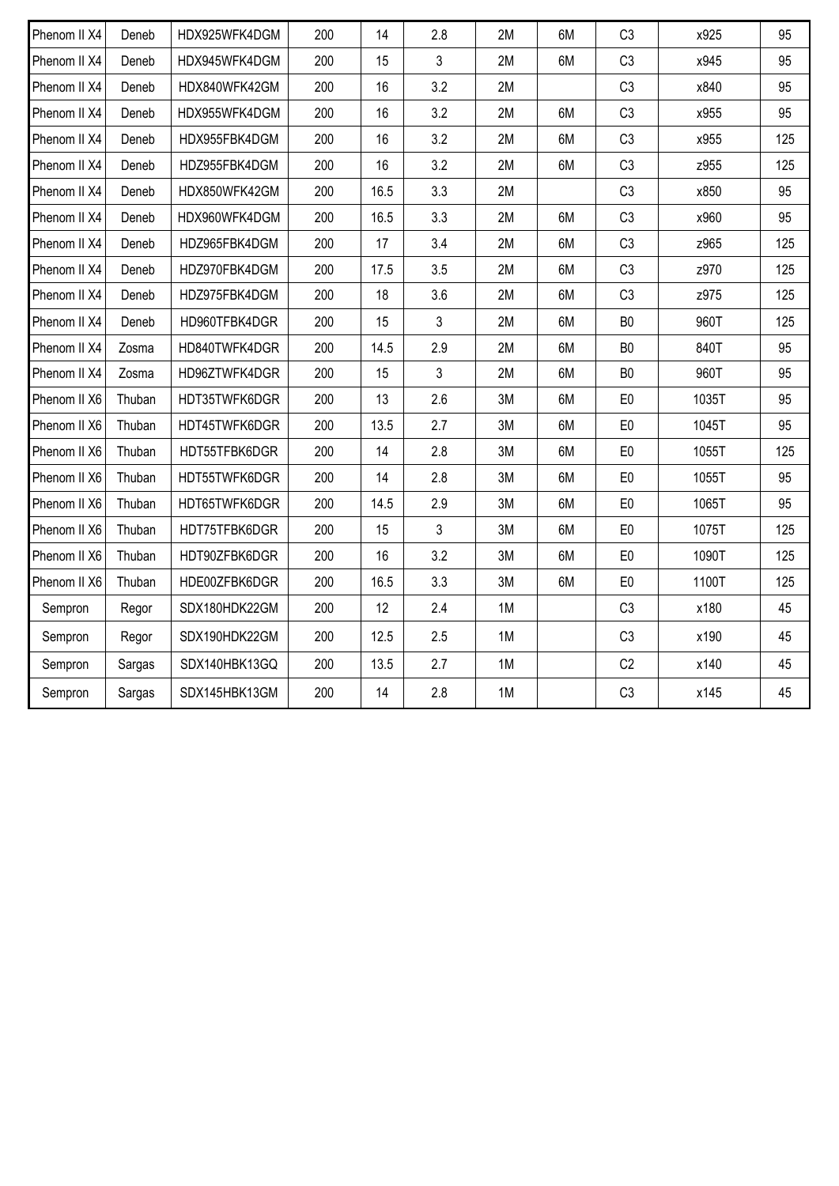| | | | | | | | | | | |
|---|---|---|---|---|---|---|---|---|---|---|
| Phenom II X4 | Deneb | HDX925WFK4DGM | 200 | 14 | 2.8 | 2M | 6M | C3 | x925 | 95 |
| Phenom II X4 | Deneb | HDX945WFK4DGM | 200 | 15 | 3 | 2M | 6M | C3 | x945 | 95 |
| Phenom II X4 | Deneb | HDX840WFK42GM | 200 | 16 | 3.2 | 2M | | C3 | x840 | 95 |
| Phenom II X4 | Deneb | HDX955WFK4DGM | 200 | 16 | 3.2 | 2M | 6M | C3 | x955 | 95 |
| Phenom II X4 | Deneb | HDX955FBK4DGM | 200 | 16 | 3.2 | 2M | 6M | C3 | x955 | 125 |
| Phenom II X4 | Deneb | HDZ955FBK4DGM | 200 | 16 | 3.2 | 2M | 6M | C3 | z955 | 125 |
| Phenom II X4 | Deneb | HDX850WFK42GM | 200 | 16.5 | 3.3 | 2M | | C3 | x850 | 95 |
| Phenom II X4 | Deneb | HDX960WFK4DGM | 200 | 16.5 | 3.3 | 2M | 6M | C3 | x960 | 95 |
| Phenom II X4 | Deneb | HDZ965FBK4DGM | 200 | 17 | 3.4 | 2M | 6M | C3 | z965 | 125 |
| Phenom II X4 | Deneb | HDZ970FBK4DGM | 200 | 17.5 | 3.5 | 2M | 6M | C3 | z970 | 125 |
| Phenom II X4 | Deneb | HDZ975FBK4DGM | 200 | 18 | 3.6 | 2M | 6M | C3 | z975 | 125 |
| Phenom II X4 | Deneb | HD960TFBK4DGR | 200 | 15 | 3 | 2M | 6M | B0 | 960T | 125 |
| Phenom II X4 | Zosma | HD840TWFK4DGR | 200 | 14.5 | 2.9 | 2M | 6M | B0 | 840T | 95 |
| Phenom II X4 | Zosma | HD96ZTWFK4DGR | 200 | 15 | 3 | 2M | 6M | B0 | 960T | 95 |
| Phenom II X6 | Thuban | HDT35TWFK6DGR | 200 | 13 | 2.6 | 3M | 6M | E0 | 1035T | 95 |
| Phenom II X6 | Thuban | HDT45TWFK6DGR | 200 | 13.5 | 2.7 | 3M | 6M | E0 | 1045T | 95 |
| Phenom II X6 | Thuban | HDT55TFBK6DGR | 200 | 14 | 2.8 | 3M | 6M | E0 | 1055T | 125 |
| Phenom II X6 | Thuban | HDT55TWFK6DGR | 200 | 14 | 2.8 | 3M | 6M | E0 | 1055T | 95 |
| Phenom II X6 | Thuban | HDT65TWFK6DGR | 200 | 14.5 | 2.9 | 3M | 6M | E0 | 1065T | 95 |
| Phenom II X6 | Thuban | HDT75TFBK6DGR | 200 | 15 | 3 | 3M | 6M | E0 | 1075T | 125 |
| Phenom II X6 | Thuban | HDT90ZFBK6DGR | 200 | 16 | 3.2 | 3M | 6M | E0 | 1090T | 125 |
| Phenom II X6 | Thuban | HDE00ZFBK6DGR | 200 | 16.5 | 3.3 | 3M | 6M | E0 | 1100T | 125 |
| Sempron | Regor | SDX180HDK22GM | 200 | 12 | 2.4 | 1M | | C3 | x180 | 45 |
| Sempron | Regor | SDX190HDK22GM | 200 | 12.5 | 2.5 | 1M | | C3 | x190 | 45 |
| Sempron | Sargas | SDX140HBK13GQ | 200 | 13.5 | 2.7 | 1M | | C2 | x140 | 45 |
| Sempron | Sargas | SDX145HBK13GM | 200 | 14 | 2.8 | 1M | | C3 | x145 | 45 |